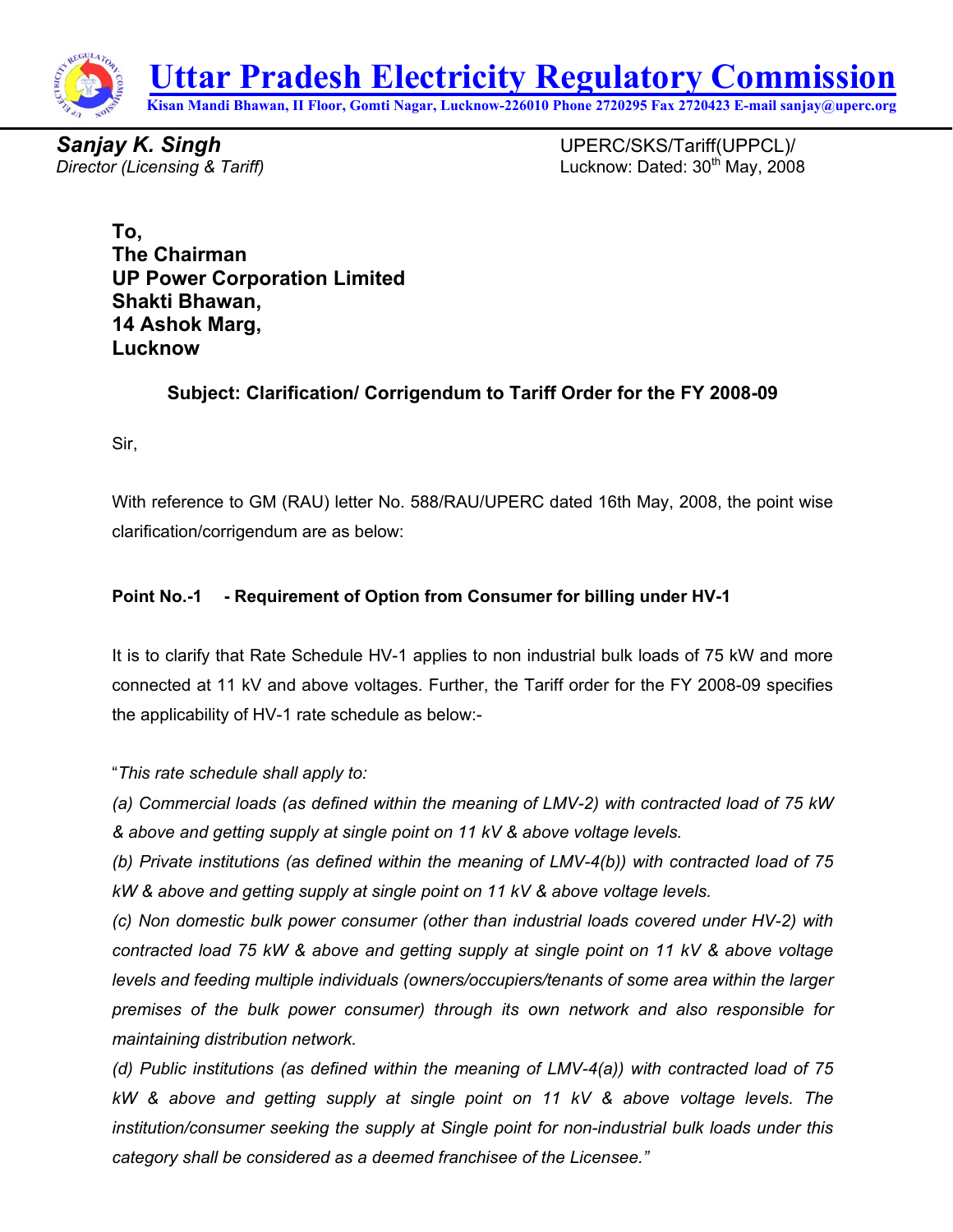# Uttar Pradesh Electricity Regulatory Commission

**Kisan Mandi Bhawan, II Floor, Gomti Nagar, Lucknow-226010 Phone 2720295 Fax 2720423 E-mail sanjay@uperc.org**

***Sanjay K. Singh***
*Director (Licensing & Tariff)*

UPERC/SKS/Tariff(UPPCL)/
Lucknow: Dated: 30th May, 2008

**To,**
**The Chairman**
**UP Power Corporation Limited**
**Shakti Bhawan,**
**14 Ashok Marg,**
**Lucknow**

**Subject: Clarification/ Corrigendum to Tariff Order for the FY 2008-09**

Sir,

With reference to GM (RAU) letter No. 588/RAU/UPERC dated 16th May, 2008, the point wise clarification/corrigendum are as below:

**Point No.-1 - Requirement of Option from Consumer for billing under HV-1**

It is to clarify that Rate Schedule HV-1 applies to non industrial bulk loads of 75 kW and more connected at 11 kV and above voltages. Further, the Tariff order for the FY 2008-09 specifies the applicability of HV-1 rate schedule as below:-

"*This rate schedule shall apply to:*

*(a) Commercial loads (as defined within the meaning of LMV-2) with contracted load of 75 kW & above and getting supply at single point on 11 kV & above voltage levels.*

*(b) Private institutions (as defined within the meaning of LMV-4(b)) with contracted load of 75 kW & above and getting supply at single point on 11 kV & above voltage levels.*

*(c) Non domestic bulk power consumer (other than industrial loads covered under HV-2) with contracted load 75 kW & above and getting supply at single point on 11 kV & above voltage levels and feeding multiple individuals (owners/occupiers/tenants of some area within the larger premises of the bulk power consumer) through its own network and also responsible for maintaining distribution network.*

*(d) Public institutions (as defined within the meaning of LMV-4(a)) with contracted load of 75 kW & above and getting supply at single point on 11 kV & above voltage levels. The institution/consumer seeking the supply at Single point for non-industrial bulk loads under this category shall be considered as a deemed franchisee of the Licensee.*"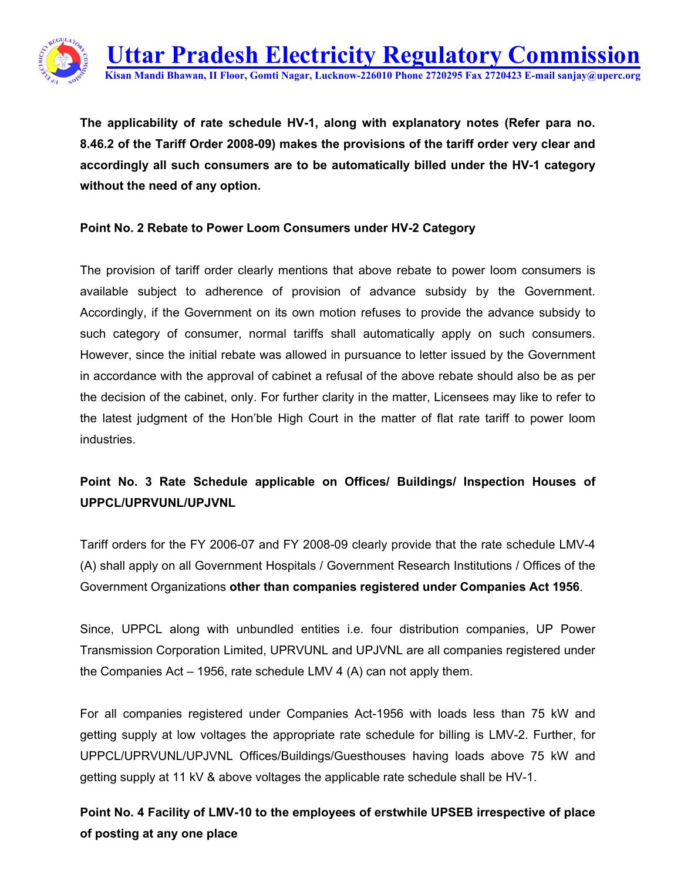**The applicability of rate schedule HV-1, along with explanatory notes (Refer para no. 8.46.2 of the Tariff Order 2008-09) makes the provisions of the tariff order very clear and accordingly all such consumers are to be automatically billed under the HV-1 category without the need of any option.**

**Point No. 2 Rebate to Power Loom Consumers under HV-2 Category**

The provision of tariff order clearly mentions that above rebate to power loom consumers is available subject to adherence of provision of advance subsidy by the Government. Accordingly, if the Government on its own motion refuses to provide the advance subsidy to such category of consumer, normal tariffs shall automatically apply on such consumers. However, since the initial rebate was allowed in pursuance to letter issued by the Government in accordance with the approval of cabinet a refusal of the above rebate should also be as per the decision of the cabinet, only. For further clarity in the matter, Licensees may like to refer to the latest judgment of the Hon'ble High Court in the matter of flat rate tariff to power loom industries.

**Point No. 3 Rate Schedule applicable on Offices/ Buildings/ Inspection Houses of UPPCL/UPRVUNL/UPJVNL**

Tariff orders for the FY 2006-07 and FY 2008-09 clearly provide that the rate schedule LMV-4 (A) shall apply on all Government Hospitals / Government Research Institutions / Offices of the Government Organizations **other than companies registered under Companies Act 1956**.

Since, UPPCL along with unbundled entities i.e. four distribution companies, UP Power Transmission Corporation Limited, UPRVUNL and UPJVNL are all companies registered under the Companies Act – 1956, rate schedule LMV 4 (A) can not apply them.

For all companies registered under Companies Act-1956 with loads less than 75 kW and getting supply at low voltages the appropriate rate schedule for billing is LMV-2. Further, for UPPCL/UPRVUNL/UPJVNL Offices/Buildings/Guesthouses having loads above 75 kW and getting supply at 11 kV & above voltages the applicable rate schedule shall be HV-1.

**Point No. 4 Facility of LMV-10 to the employees of erstwhile UPSEB irrespective of place of posting at any one place**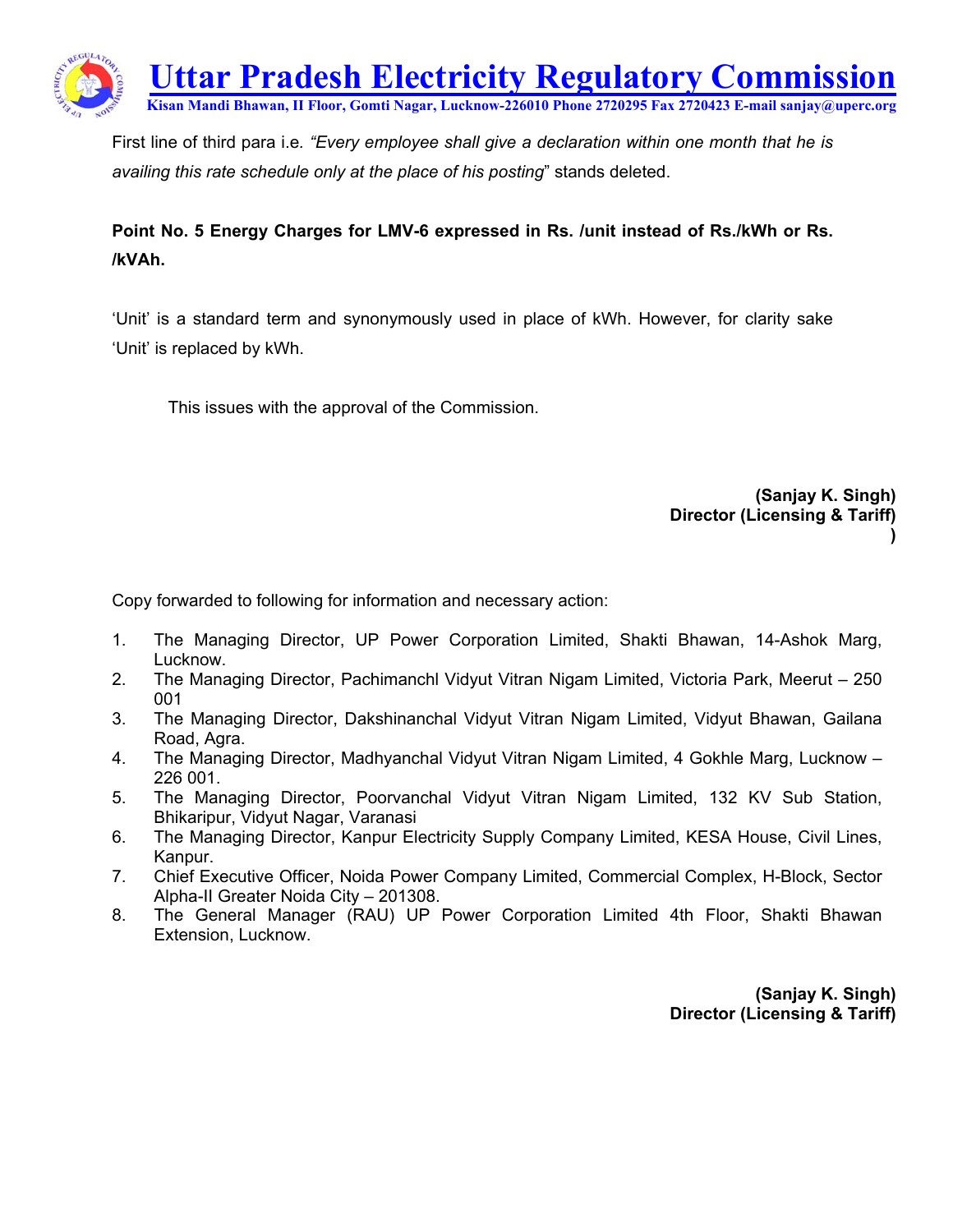First line of third para i.e. *"Every employee shall give a declaration within one month that he is availing this rate schedule only at the place of his posting*" stands deleted.

**Point No. 5 Energy Charges for LMV-6 expressed in Rs. /unit instead of Rs./kWh or Rs. /kVAh.**

'Unit' is a standard term and synonymously used in place of kWh. However, for clarity sake 'Unit' is replaced by kWh.

This issues with the approval of the Commission.

**(Sanjay K. Singh)**
**Director (Licensing & Tariff)**
**)**

Copy forwarded to following for information and necessary action:

1. The Managing Director, UP Power Corporation Limited, Shakti Bhawan, 14-Ashok Marg, Lucknow.
2. The Managing Director, Pachimanchl Vidyut Vitran Nigam Limited, Victoria Park, Meerut – 250 001
3. The Managing Director, Dakshinanchal Vidyut Vitran Nigam Limited, Vidyut Bhawan, Gailana Road, Agra.
4. The Managing Director, Madhyanchal Vidyut Vitran Nigam Limited, 4 Gokhle Marg, Lucknow – 226 001.
5. The Managing Director, Poorvanchal Vidyut Vitran Nigam Limited, 132 KV Sub Station, Bhikaripur, Vidyut Nagar, Varanasi
6. The Managing Director, Kanpur Electricity Supply Company Limited, KESA House, Civil Lines, Kanpur.
7. Chief Executive Officer, Noida Power Company Limited, Commercial Complex, H-Block, Sector Alpha-II Greater Noida City – 201308.
8. The General Manager (RAU) UP Power Corporation Limited 4th Floor, Shakti Bhawan Extension, Lucknow.

**(Sanjay K. Singh)**
**Director (Licensing & Tariff)**